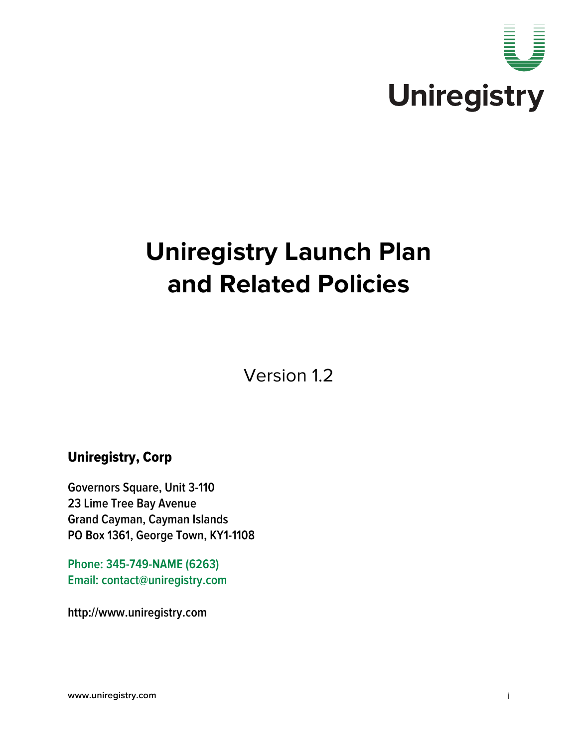Uniregistry

# Uniregistry Launch Plan and Related Policies

Version 1.2

**Uniregistry, Corp**

**Governors Square, Unit 3-110**
**23 Lime Tree Bay Avenue**
**Grand Cayman, Cayman Islands**
**PO Box 1361, George Town, KY1-1108**

**Phone: 345-749-NAME (6263)**
**Email: contact@uniregistry.com**

**http://www.uniregistry.com**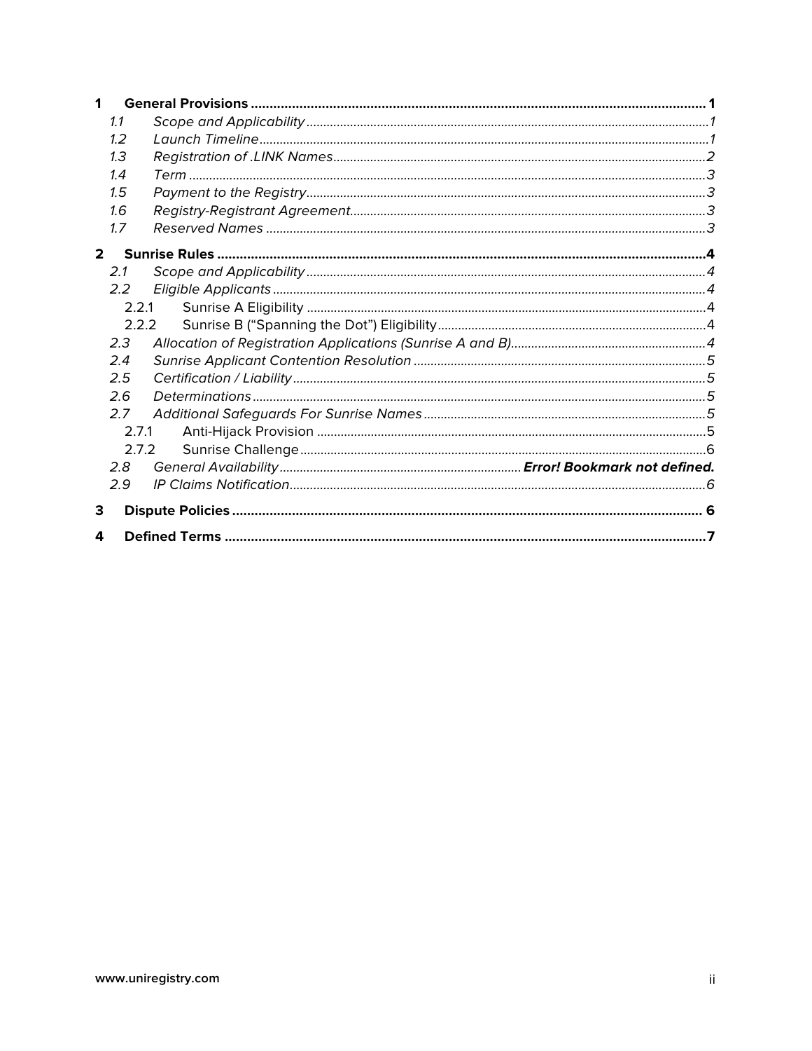1 **General Provisions** ............ 1

- 1.1 *Scope and Applicability* ............ 1
- 1.2 *Launch Timeline* ............ 1
- 1.3 *Registration of .LINK Names* ............ 2
- 1.4 *Term* ............ 3
- 1.5 *Payment to the Registry* ............ 3
- 1.6 *Registry-Registrant Agreement* ............ 3
- 1.7 *Reserved Names* ............ 3

2 **Sunrise Rules** ............ 4

- 2.1 *Scope and Applicability* ............ 4
- 2.2 *Eligible Applicants* ............ 4
  - 2.2.1 Sunrise A Eligibility ............ 4
  - 2.2.2 Sunrise B ("Spanning the Dot") Eligibility ............ 4
- 2.3 *Allocation of Registration Applications (Sunrise A and B)* ............ 4
- 2.4 *Sunrise Applicant Contention Resolution* ............ 5
- 2.5 *Certification / Liability* ............ 5
- 2.6 *Determinations* ............ 5
- 2.7 *Additional Safeguards For Sunrise Names* ............ 5
  - 2.7.1 Anti-Hijack Provision ............ 5
  - 2.7.2 Sunrise Challenge ............ 6
- 2.8 *General Availability* ............ ***Error! Bookmark not defined.***
- 2.9 *IP Claims Notification* ............ 6

3 **Dispute Policies** ............ 6

4 **Defined Terms** ............ 7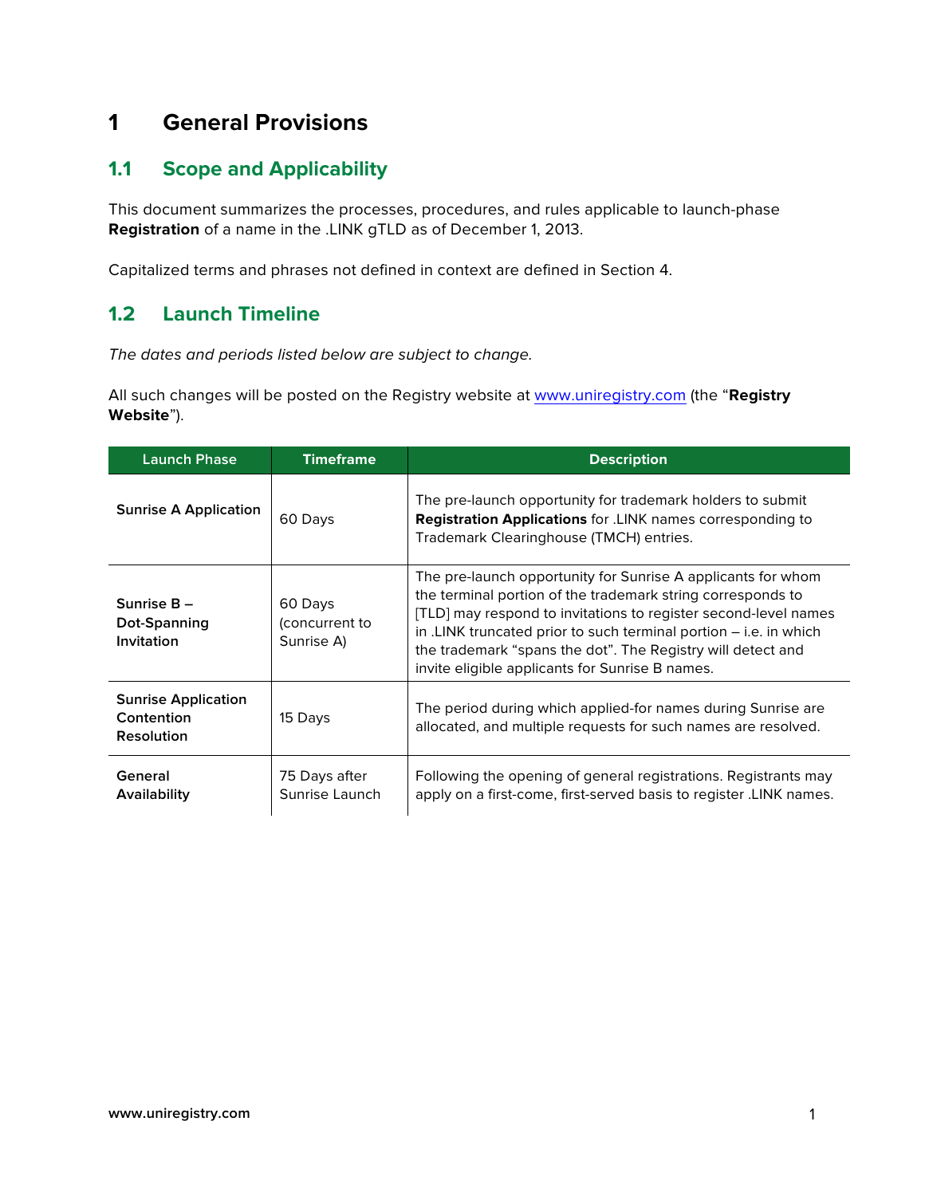# 1 General Provisions

## 1.1 Scope and Applicability

This document summarizes the processes, procedures, and rules applicable to launch-phase **Registration** of a name in the .LINK gTLD as of December 1, 2013.

Capitalized terms and phrases not defined in context are defined in Section 4.

## 1.2 Launch Timeline

*The dates and periods listed below are subject to change.*

All such changes will be posted on the Registry website at [www.uniregistry.com](http://www.uniregistry.com) (the "**Registry Website**").

| Launch Phase | Timeframe | Description |
|---|---|---|
| **Sunrise A Application** | 60 Days | The pre-launch opportunity for trademark holders to submit **Registration Applications** for .LINK names corresponding to Trademark Clearinghouse (TMCH) entries. |
| **Sunrise B – Dot-Spanning Invitation** | 60 Days (concurrent to Sunrise A) | The pre-launch opportunity for Sunrise A applicants for whom the terminal portion of the trademark string corresponds to [TLD] may respond to invitations to register second-level names in .LINK truncated prior to such terminal portion – i.e. in which the trademark "spans the dot". The Registry will detect and invite eligible applicants for Sunrise B names. |
| **Sunrise Application Contention Resolution** | 15 Days | The period during which applied-for names during Sunrise are allocated, and multiple requests for such names are resolved. |
| **General Availability** | 75 Days after Sunrise Launch | Following the opening of general registrations. Registrants may apply on a first-come, first-served basis to register .LINK names. |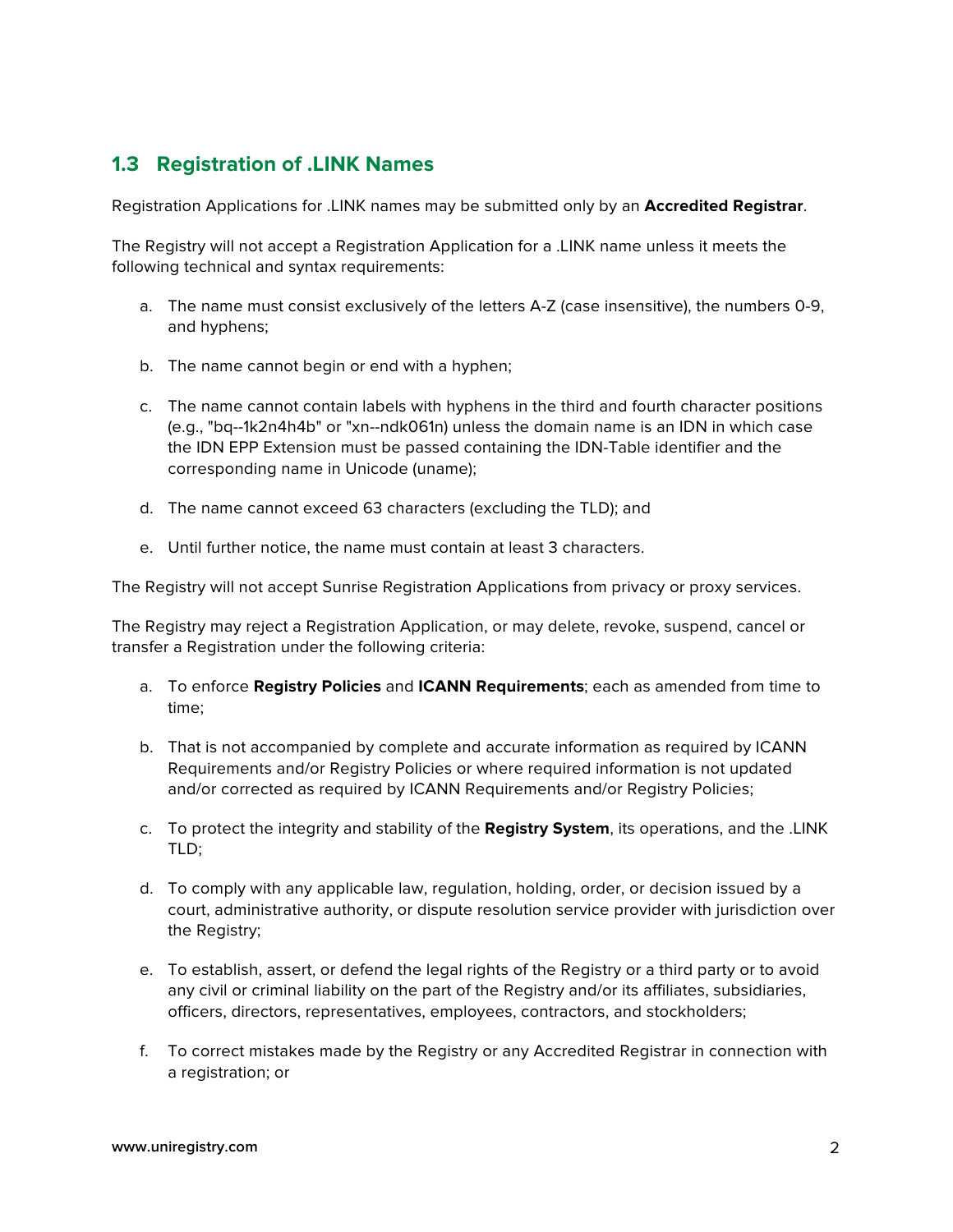## 1.3 Registration of .LINK Names

Registration Applications for .LINK names may be submitted only by an **Accredited Registrar**.

The Registry will not accept a Registration Application for a .LINK name unless it meets the following technical and syntax requirements:

a. The name must consist exclusively of the letters A-Z (case insensitive), the numbers 0-9, and hyphens;

b. The name cannot begin or end with a hyphen;

c. The name cannot contain labels with hyphens in the third and fourth character positions (e.g., "bq--1k2n4h4b" or "xn--ndk061n) unless the domain name is an IDN in which case the IDN EPP Extension must be passed containing the IDN-Table identifier and the corresponding name in Unicode (uname);

d. The name cannot exceed 63 characters (excluding the TLD); and

e. Until further notice, the name must contain at least 3 characters.

The Registry will not accept Sunrise Registration Applications from privacy or proxy services.

The Registry may reject a Registration Application, or may delete, revoke, suspend, cancel or transfer a Registration under the following criteria:

a. To enforce **Registry Policies** and **ICANN Requirements**; each as amended from time to time;

b. That is not accompanied by complete and accurate information as required by ICANN Requirements and/or Registry Policies or where required information is not updated and/or corrected as required by ICANN Requirements and/or Registry Policies;

c. To protect the integrity and stability of the **Registry System**, its operations, and the .LINK TLD;

d. To comply with any applicable law, regulation, holding, order, or decision issued by a court, administrative authority, or dispute resolution service provider with jurisdiction over the Registry;

e. To establish, assert, or defend the legal rights of the Registry or a third party or to avoid any civil or criminal liability on the part of the Registry and/or its affiliates, subsidiaries, officers, directors, representatives, employees, contractors, and stockholders;

f. To correct mistakes made by the Registry or any Accredited Registrar in connection with a registration; or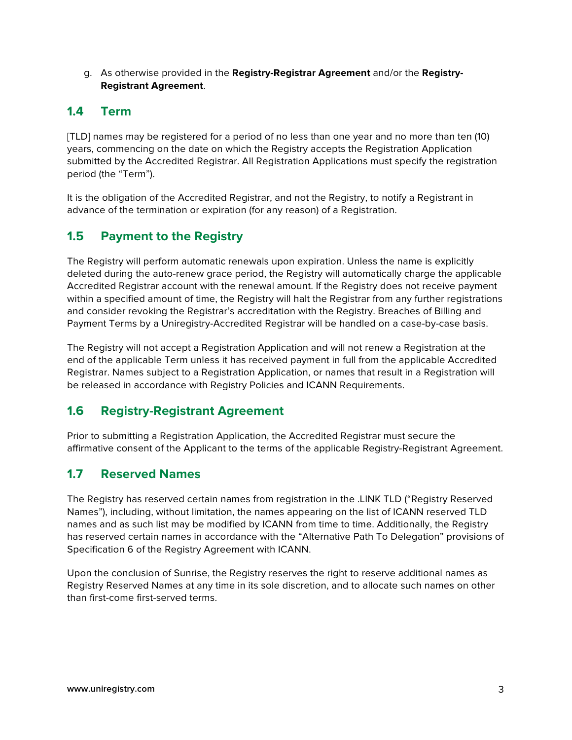g. As otherwise provided in the **Registry-Registrar Agreement** and/or the **Registry-Registrant Agreement**.

## 1.4 Term

[TLD] names may be registered for a period of no less than one year and no more than ten (10) years, commencing on the date on which the Registry accepts the Registration Application submitted by the Accredited Registrar. All Registration Applications must specify the registration period (the "Term").

It is the obligation of the Accredited Registrar, and not the Registry, to notify a Registrant in advance of the termination or expiration (for any reason) of a Registration.

## 1.5 Payment to the Registry

The Registry will perform automatic renewals upon expiration. Unless the name is explicitly deleted during the auto-renew grace period, the Registry will automatically charge the applicable Accredited Registrar account with the renewal amount. If the Registry does not receive payment within a specified amount of time, the Registry will halt the Registrar from any further registrations and consider revoking the Registrar's accreditation with the Registry. Breaches of Billing and Payment Terms by a Uniregistry-Accredited Registrar will be handled on a case-by-case basis.

The Registry will not accept a Registration Application and will not renew a Registration at the end of the applicable Term unless it has received payment in full from the applicable Accredited Registrar. Names subject to a Registration Application, or names that result in a Registration will be released in accordance with Registry Policies and ICANN Requirements.

## 1.6 Registry-Registrant Agreement

Prior to submitting a Registration Application, the Accredited Registrar must secure the affirmative consent of the Applicant to the terms of the applicable Registry-Registrant Agreement.

## 1.7 Reserved Names

The Registry has reserved certain names from registration in the .LINK TLD ("Registry Reserved Names"), including, without limitation, the names appearing on the list of ICANN reserved TLD names and as such list may be modified by ICANN from time to time. Additionally, the Registry has reserved certain names in accordance with the "Alternative Path To Delegation" provisions of Specification 6 of the Registry Agreement with ICANN.

Upon the conclusion of Sunrise, the Registry reserves the right to reserve additional names as Registry Reserved Names at any time in its sole discretion, and to allocate such names on other than first-come first-served terms.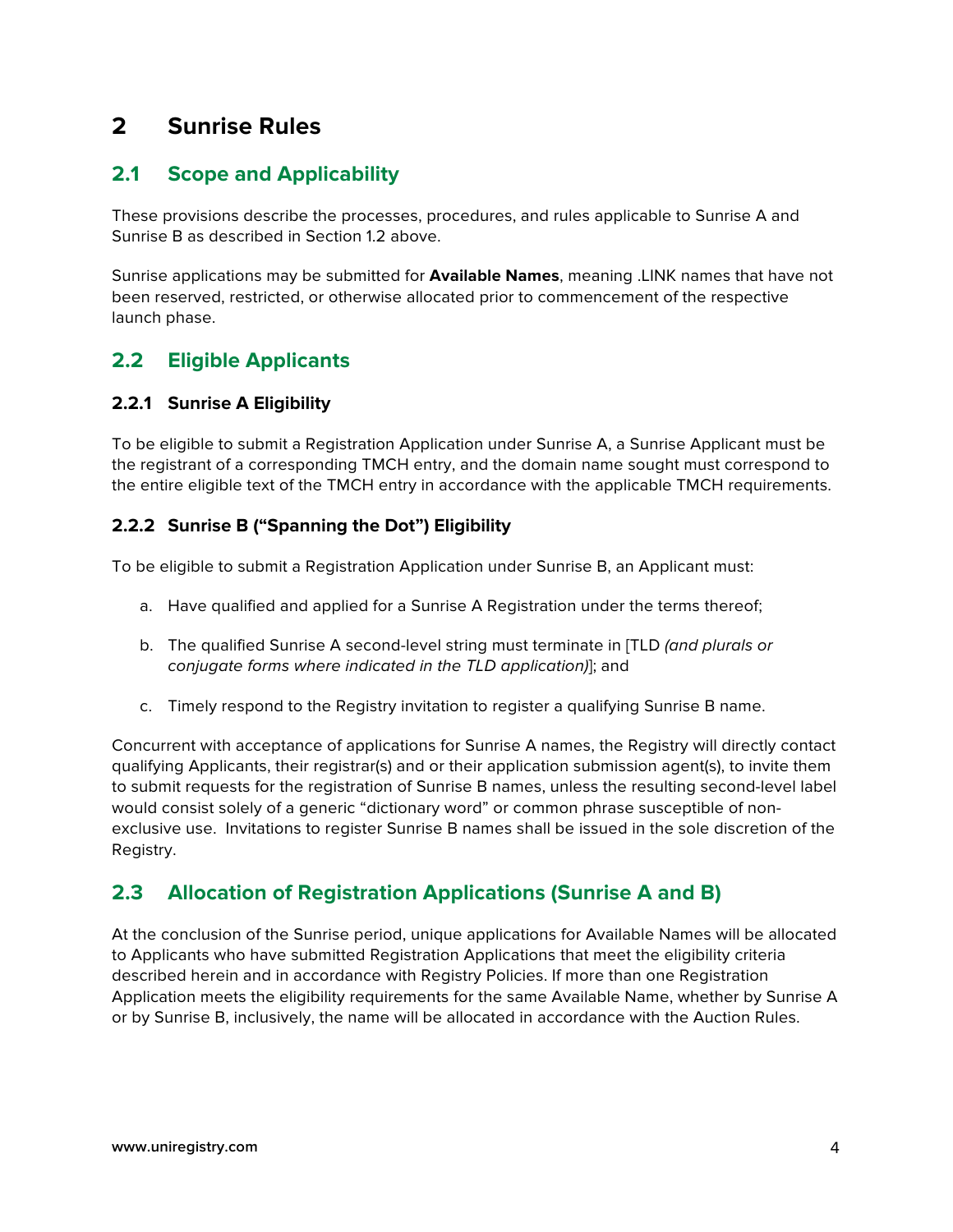# 2 Sunrise Rules

## 2.1 Scope and Applicability

These provisions describe the processes, procedures, and rules applicable to Sunrise A and Sunrise B as described in Section 1.2 above.

Sunrise applications may be submitted for **Available Names**, meaning .LINK names that have not been reserved, restricted, or otherwise allocated prior to commencement of the respective launch phase.

## 2.2 Eligible Applicants

### 2.2.1 Sunrise A Eligibility

To be eligible to submit a Registration Application under Sunrise A, a Sunrise Applicant must be the registrant of a corresponding TMCH entry, and the domain name sought must correspond to the entire eligible text of the TMCH entry in accordance with the applicable TMCH requirements.

### 2.2.2 Sunrise B ("Spanning the Dot") Eligibility

To be eligible to submit a Registration Application under Sunrise B, an Applicant must:

a. Have qualified and applied for a Sunrise A Registration under the terms thereof;

b. The qualified Sunrise A second-level string must terminate in [TLD *(and plurals or conjugate forms where indicated in the TLD application)*]; and

c. Timely respond to the Registry invitation to register a qualifying Sunrise B name.

Concurrent with acceptance of applications for Sunrise A names, the Registry will directly contact qualifying Applicants, their registrar(s) and or their application submission agent(s), to invite them to submit requests for the registration of Sunrise B names, unless the resulting second-level label would consist solely of a generic "dictionary word" or common phrase susceptible of non-exclusive use. Invitations to register Sunrise B names shall be issued in the sole discretion of the Registry.

## 2.3 Allocation of Registration Applications (Sunrise A and B)

At the conclusion of the Sunrise period, unique applications for Available Names will be allocated to Applicants who have submitted Registration Applications that meet the eligibility criteria described herein and in accordance with Registry Policies. If more than one Registration Application meets the eligibility requirements for the same Available Name, whether by Sunrise A or by Sunrise B, inclusively, the name will be allocated in accordance with the Auction Rules.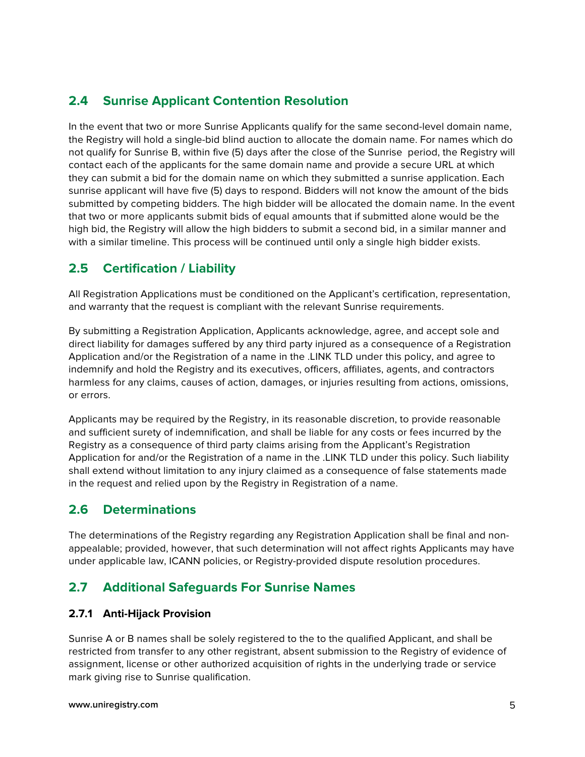## 2.4 Sunrise Applicant Contention Resolution

In the event that two or more Sunrise Applicants qualify for the same second-level domain name, the Registry will hold a single-bid blind auction to allocate the domain name. For names which do not qualify for Sunrise B, within five (5) days after the close of the Sunrise period, the Registry will contact each of the applicants for the same domain name and provide a secure URL at which they can submit a bid for the domain name on which they submitted a sunrise application. Each sunrise applicant will have five (5) days to respond. Bidders will not know the amount of the bids submitted by competing bidders. The high bidder will be allocated the domain name. In the event that two or more applicants submit bids of equal amounts that if submitted alone would be the high bid, the Registry will allow the high bidders to submit a second bid, in a similar manner and with a similar timeline. This process will be continued until only a single high bidder exists.

## 2.5 Certification / Liability

All Registration Applications must be conditioned on the Applicant's certification, representation, and warranty that the request is compliant with the relevant Sunrise requirements.

By submitting a Registration Application, Applicants acknowledge, agree, and accept sole and direct liability for damages suffered by any third party injured as a consequence of a Registration Application and/or the Registration of a name in the .LINK TLD under this policy, and agree to indemnify and hold the Registry and its executives, officers, affiliates, agents, and contractors harmless for any claims, causes of action, damages, or injuries resulting from actions, omissions, or errors.

Applicants may be required by the Registry, in its reasonable discretion, to provide reasonable and sufficient surety of indemnification, and shall be liable for any costs or fees incurred by the Registry as a consequence of third party claims arising from the Applicant's Registration Application for and/or the Registration of a name in the .LINK TLD under this policy. Such liability shall extend without limitation to any injury claimed as a consequence of false statements made in the request and relied upon by the Registry in Registration of a name.

## 2.6 Determinations

The determinations of the Registry regarding any Registration Application shall be final and non-appealable; provided, however, that such determination will not affect rights Applicants may have under applicable law, ICANN policies, or Registry-provided dispute resolution procedures.

## 2.7 Additional Safeguards For Sunrise Names

### 2.7.1 Anti-Hijack Provision

Sunrise A or B names shall be solely registered to the to the qualified Applicant, and shall be restricted from transfer to any other registrant, absent submission to the Registry of evidence of assignment, license or other authorized acquisition of rights in the underlying trade or service mark giving rise to Sunrise qualification.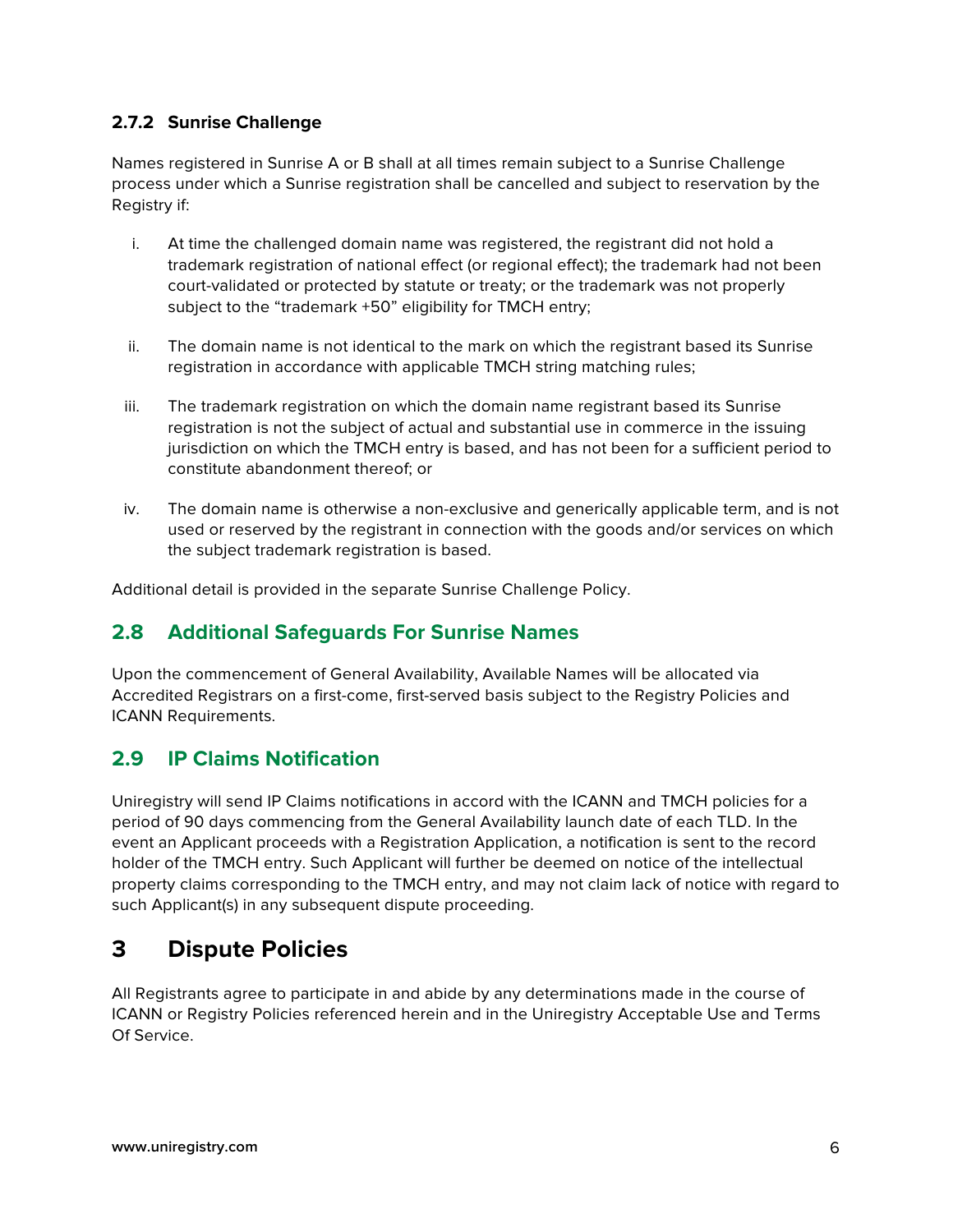#### 2.7.2 Sunrise Challenge

Names registered in Sunrise A or B shall at all times remain subject to a Sunrise Challenge process under which a Sunrise registration shall be cancelled and subject to reservation by the Registry if:

i. At time the challenged domain name was registered, the registrant did not hold a trademark registration of national effect (or regional effect); the trademark had not been court-validated or protected by statute or treaty; or the trademark was not properly subject to the "trademark +50" eligibility for TMCH entry;

ii. The domain name is not identical to the mark on which the registrant based its Sunrise registration in accordance with applicable TMCH string matching rules;

iii. The trademark registration on which the domain name registrant based its Sunrise registration is not the subject of actual and substantial use in commerce in the issuing jurisdiction on which the TMCH entry is based, and has not been for a sufficient period to constitute abandonment thereof; or

iv. The domain name is otherwise a non-exclusive and generically applicable term, and is not used or reserved by the registrant in connection with the goods and/or services on which the subject trademark registration is based.

Additional detail is provided in the separate Sunrise Challenge Policy.

### 2.8 Additional Safeguards For Sunrise Names

Upon the commencement of General Availability, Available Names will be allocated via Accredited Registrars on a first-come, first-served basis subject to the Registry Policies and ICANN Requirements.

### 2.9 IP Claims Notification

Uniregistry will send IP Claims notifications in accord with the ICANN and TMCH policies for a period of 90 days commencing from the General Availability launch date of each TLD. In the event an Applicant proceeds with a Registration Application, a notification is sent to the record holder of the TMCH entry. Such Applicant will further be deemed on notice of the intellectual property claims corresponding to the TMCH entry, and may not claim lack of notice with regard to such Applicant(s) in any subsequent dispute proceeding.

## 3 Dispute Policies

All Registrants agree to participate in and abide by any determinations made in the course of ICANN or Registry Policies referenced herein and in the Uniregistry Acceptable Use and Terms Of Service.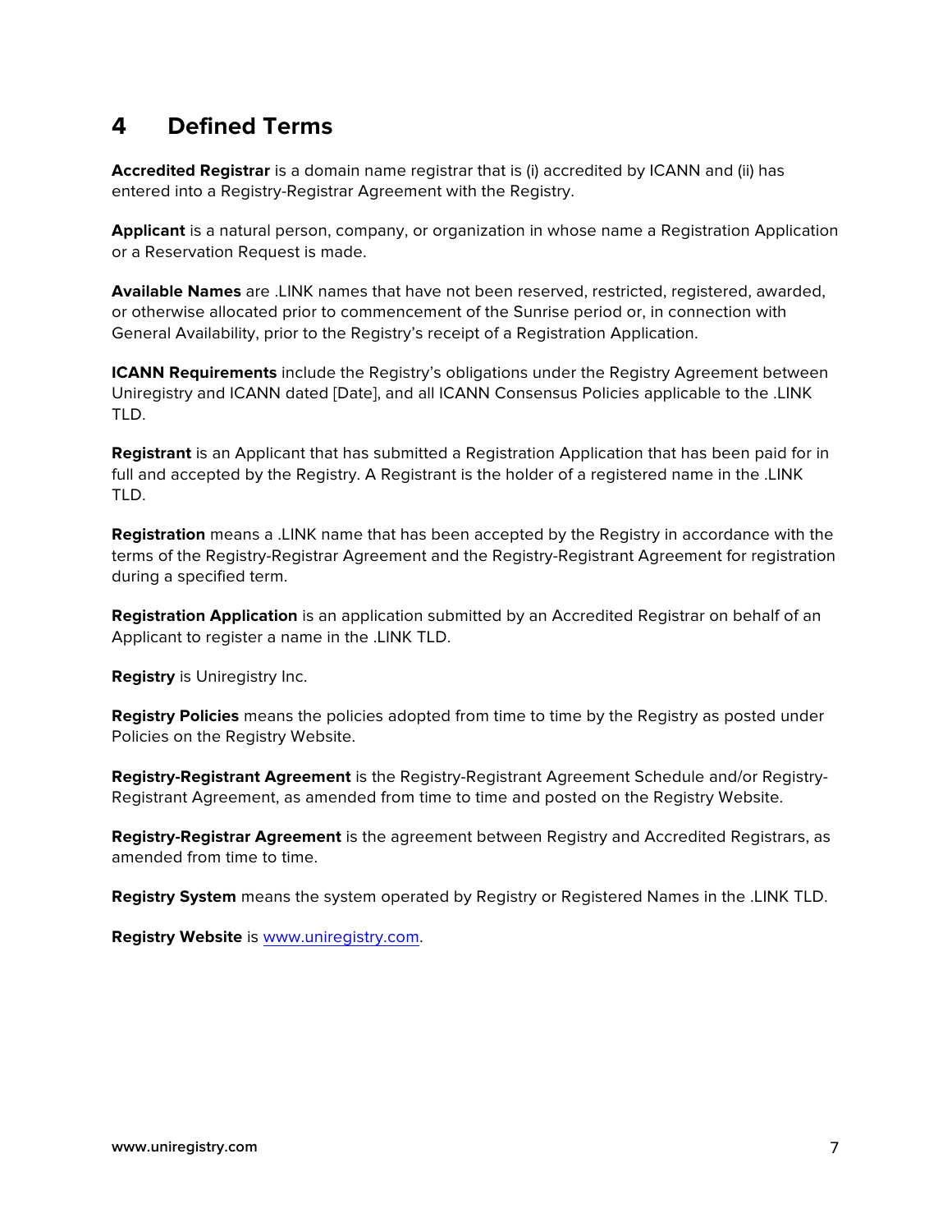# 4 Defined Terms

**Accredited Registrar** is a domain name registrar that is (i) accredited by ICANN and (ii) has entered into a Registry-Registrar Agreement with the Registry.

**Applicant** is a natural person, company, or organization in whose name a Registration Application or a Reservation Request is made.

**Available Names** are .LINK names that have not been reserved, restricted, registered, awarded, or otherwise allocated prior to commencement of the Sunrise period or, in connection with General Availability, prior to the Registry's receipt of a Registration Application.

**ICANN Requirements** include the Registry's obligations under the Registry Agreement between Uniregistry and ICANN dated [Date], and all ICANN Consensus Policies applicable to the .LINK TLD.

**Registrant** is an Applicant that has submitted a Registration Application that has been paid for in full and accepted by the Registry. A Registrant is the holder of a registered name in the .LINK TLD.

**Registration** means a .LINK name that has been accepted by the Registry in accordance with the terms of the Registry-Registrar Agreement and the Registry-Registrant Agreement for registration during a specified term.

**Registration Application** is an application submitted by an Accredited Registrar on behalf of an Applicant to register a name in the .LINK TLD.

**Registry** is Uniregistry Inc.

**Registry Policies** means the policies adopted from time to time by the Registry as posted under Policies on the Registry Website.

**Registry-Registrant Agreement** is the Registry-Registrant Agreement Schedule and/or Registry-Registrant Agreement, as amended from time to time and posted on the Registry Website.

**Registry-Registrar Agreement** is the agreement between Registry and Accredited Registrars, as amended from time to time.

**Registry System** means the system operated by Registry or Registered Names in the .LINK TLD.

**Registry Website** is [www.uniregistry.com](http://www.uniregistry.com).